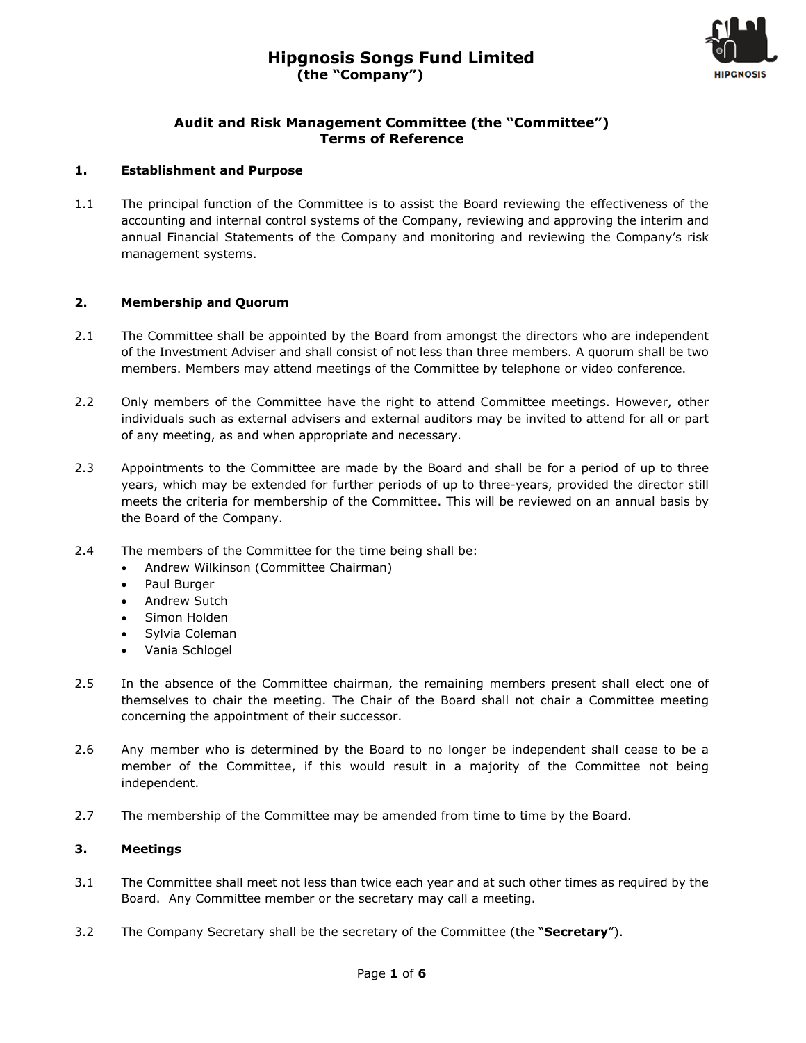# Hipgnosis Songs Fund Limited
**(the "Company")**

## Audit and Risk Management Committee (the "Committee") Terms of Reference

### 1. Establishment and Purpose

1.1 The principal function of the Committee is to assist the Board reviewing the effectiveness of the accounting and internal control systems of the Company, reviewing and approving the interim and annual Financial Statements of the Company and monitoring and reviewing the Company's risk management systems.

### 2. Membership and Quorum

2.1 The Committee shall be appointed by the Board from amongst the directors who are independent of the Investment Adviser and shall consist of not less than three members. A quorum shall be two members. Members may attend meetings of the Committee by telephone or video conference.

2.2 Only members of the Committee have the right to attend Committee meetings. However, other individuals such as external advisers and external auditors may be invited to attend for all or part of any meeting, as and when appropriate and necessary.

2.3 Appointments to the Committee are made by the Board and shall be for a period of up to three years, which may be extended for further periods of up to three-years, provided the director still meets the criteria for membership of the Committee. This will be reviewed on an annual basis by the Board of the Company.

2.4 The members of the Committee for the time being shall be:

- Andrew Wilkinson (Committee Chairman)
- Paul Burger
- Andrew Sutch
- Simon Holden
- Sylvia Coleman
- Vania Schlogel

2.5 In the absence of the Committee chairman, the remaining members present shall elect one of themselves to chair the meeting. The Chair of the Board shall not chair a Committee meeting concerning the appointment of their successor.

2.6 Any member who is determined by the Board to no longer be independent shall cease to be a member of the Committee, if this would result in a majority of the Committee not being independent.

2.7 The membership of the Committee may be amended from time to time by the Board.

### 3. Meetings

3.1 The Committee shall meet not less than twice each year and at such other times as required by the Board. Any Committee member or the secretary may call a meeting.

3.2 The Company Secretary shall be the secretary of the Committee (the "**Secretary**").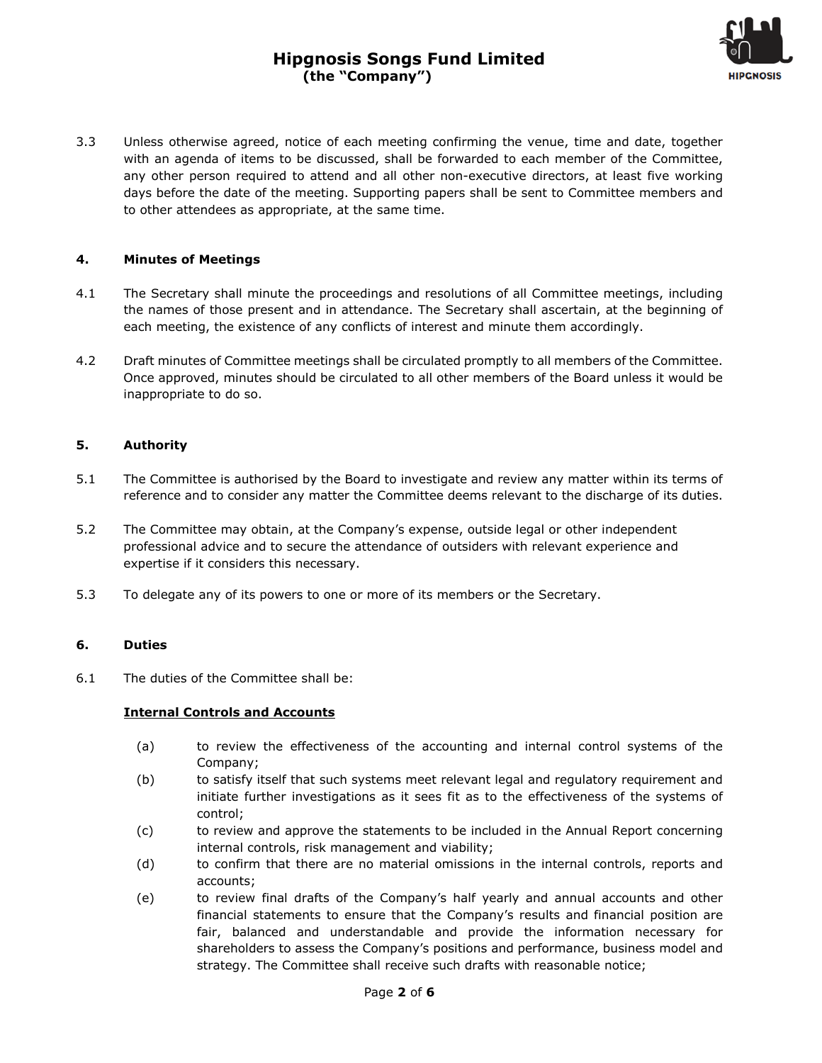3.3 Unless otherwise agreed, notice of each meeting confirming the venue, time and date, together with an agenda of items to be discussed, shall be forwarded to each member of the Committee, any other person required to attend and all other non-executive directors, at least five working days before the date of the meeting. Supporting papers shall be sent to Committee members and to other attendees as appropriate, at the same time.

## 4. Minutes of Meetings

4.1 The Secretary shall minute the proceedings and resolutions of all Committee meetings, including the names of those present and in attendance. The Secretary shall ascertain, at the beginning of each meeting, the existence of any conflicts of interest and minute them accordingly.

4.2 Draft minutes of Committee meetings shall be circulated promptly to all members of the Committee. Once approved, minutes should be circulated to all other members of the Board unless it would be inappropriate to do so.

## 5. Authority

5.1 The Committee is authorised by the Board to investigate and review any matter within its terms of reference and to consider any matter the Committee deems relevant to the discharge of its duties.

5.2 The Committee may obtain, at the Company's expense, outside legal or other independent professional advice and to secure the attendance of outsiders with relevant experience and expertise if it considers this necessary.

5.3 To delegate any of its powers to one or more of its members or the Secretary.

## 6. Duties

6.1 The duties of the Committee shall be:

**<u>Internal Controls and Accounts</u>**

(a) to review the effectiveness of the accounting and internal control systems of the Company;

(b) to satisfy itself that such systems meet relevant legal and regulatory requirement and initiate further investigations as it sees fit as to the effectiveness of the systems of control;

(c) to review and approve the statements to be included in the Annual Report concerning internal controls, risk management and viability;

(d) to confirm that there are no material omissions in the internal controls, reports and accounts;

(e) to review final drafts of the Company's half yearly and annual accounts and other financial statements to ensure that the Company's results and financial position are fair, balanced and understandable and provide the information necessary for shareholders to assess the Company's positions and performance, business model and strategy. The Committee shall receive such drafts with reasonable notice;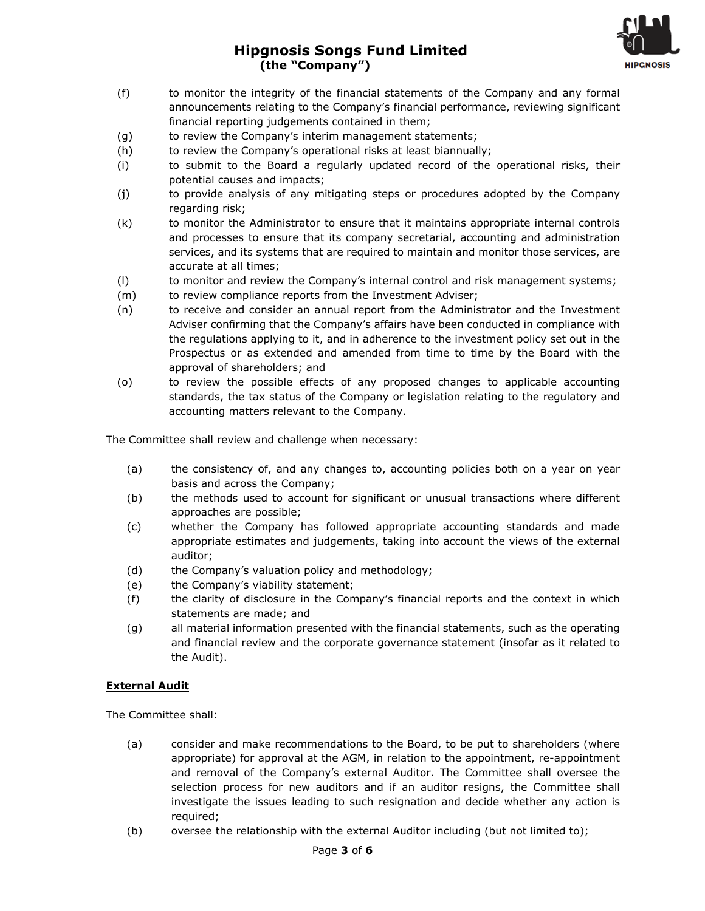(f) to monitor the integrity of the financial statements of the Company and any formal announcements relating to the Company's financial performance, reviewing significant financial reporting judgements contained in them;

(g) to review the Company's interim management statements;

(h) to review the Company's operational risks at least biannually;

(i) to submit to the Board a regularly updated record of the operational risks, their potential causes and impacts;

(j) to provide analysis of any mitigating steps or procedures adopted by the Company regarding risk;

(k) to monitor the Administrator to ensure that it maintains appropriate internal controls and processes to ensure that its company secretarial, accounting and administration services, and its systems that are required to maintain and monitor those services, are accurate at all times;

(l) to monitor and review the Company's internal control and risk management systems;

(m) to review compliance reports from the Investment Adviser;

(n) to receive and consider an annual report from the Administrator and the Investment Adviser confirming that the Company's affairs have been conducted in compliance with the regulations applying to it, and in adherence to the investment policy set out in the Prospectus or as extended and amended from time to time by the Board with the approval of shareholders; and

(o) to review the possible effects of any proposed changes to applicable accounting standards, the tax status of the Company or legislation relating to the regulatory and accounting matters relevant to the Company.

The Committee shall review and challenge when necessary:

(a) the consistency of, and any changes to, accounting policies both on a year on year basis and across the Company;

(b) the methods used to account for significant or unusual transactions where different approaches are possible;

(c) whether the Company has followed appropriate accounting standards and made appropriate estimates and judgements, taking into account the views of the external auditor;

(d) the Company's valuation policy and methodology;

(e) the Company's viability statement;

(f) the clarity of disclosure in the Company's financial reports and the context in which statements are made; and

(g) all material information presented with the financial statements, such as the operating and financial review and the corporate governance statement (insofar as it related to the Audit).

**External Audit**

The Committee shall:

(a) consider and make recommendations to the Board, to be put to shareholders (where appropriate) for approval at the AGM, in relation to the appointment, re-appointment and removal of the Company's external Auditor. The Committee shall oversee the selection process for new auditors and if an auditor resigns, the Committee shall investigate the issues leading to such resignation and decide whether any action is required;

(b) oversee the relationship with the external Auditor including (but not limited to);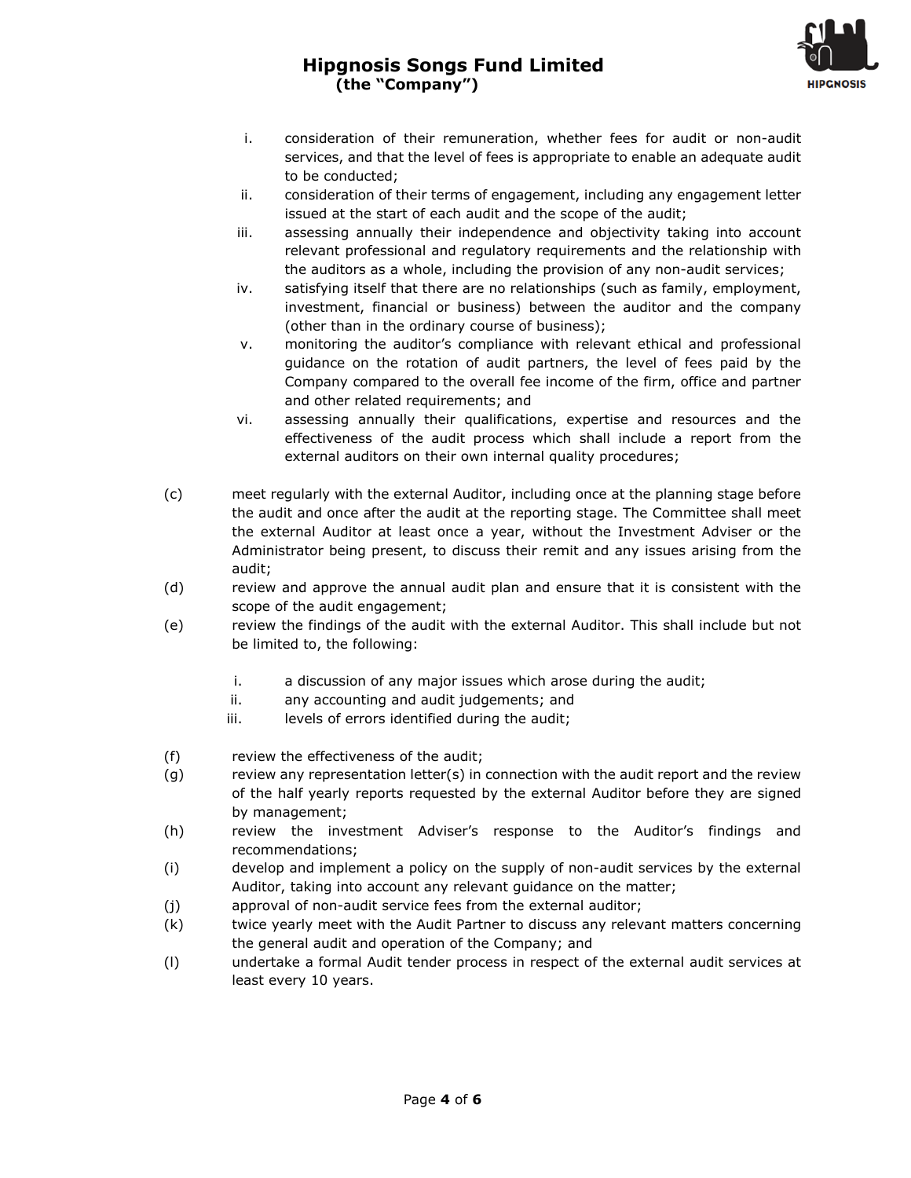i. consideration of their remuneration, whether fees for audit or non-audit services, and that the level of fees is appropriate to enable an adequate audit to be conducted;
ii. consideration of their terms of engagement, including any engagement letter issued at the start of each audit and the scope of the audit;
iii. assessing annually their independence and objectivity taking into account relevant professional and regulatory requirements and the relationship with the auditors as a whole, including the provision of any non-audit services;
iv. satisfying itself that there are no relationships (such as family, employment, investment, financial or business) between the auditor and the company (other than in the ordinary course of business);
v. monitoring the auditor's compliance with relevant ethical and professional guidance on the rotation of audit partners, the level of fees paid by the Company compared to the overall fee income of the firm, office and partner and other related requirements; and
vi. assessing annually their qualifications, expertise and resources and the effectiveness of the audit process which shall include a report from the external auditors on their own internal quality procedures;

(c) meet regularly with the external Auditor, including once at the planning stage before the audit and once after the audit at the reporting stage. The Committee shall meet the external Auditor at least once a year, without the Investment Adviser or the Administrator being present, to discuss their remit and any issues arising from the audit;

(d) review and approve the annual audit plan and ensure that it is consistent with the scope of the audit engagement;

(e) review the findings of the audit with the external Auditor. This shall include but not be limited to, the following:

i. a discussion of any major issues which arose during the audit;
ii. any accounting and audit judgements; and
iii. levels of errors identified during the audit;

(f) review the effectiveness of the audit;

(g) review any representation letter(s) in connection with the audit report and the review of the half yearly reports requested by the external Auditor before they are signed by management;

(h) review the investment Adviser's response to the Auditor's findings and recommendations;

(i) develop and implement a policy on the supply of non-audit services by the external Auditor, taking into account any relevant guidance on the matter;

(j) approval of non-audit service fees from the external auditor;

(k) twice yearly meet with the Audit Partner to discuss any relevant matters concerning the general audit and operation of the Company; and

(l) undertake a formal Audit tender process in respect of the external audit services at least every 10 years.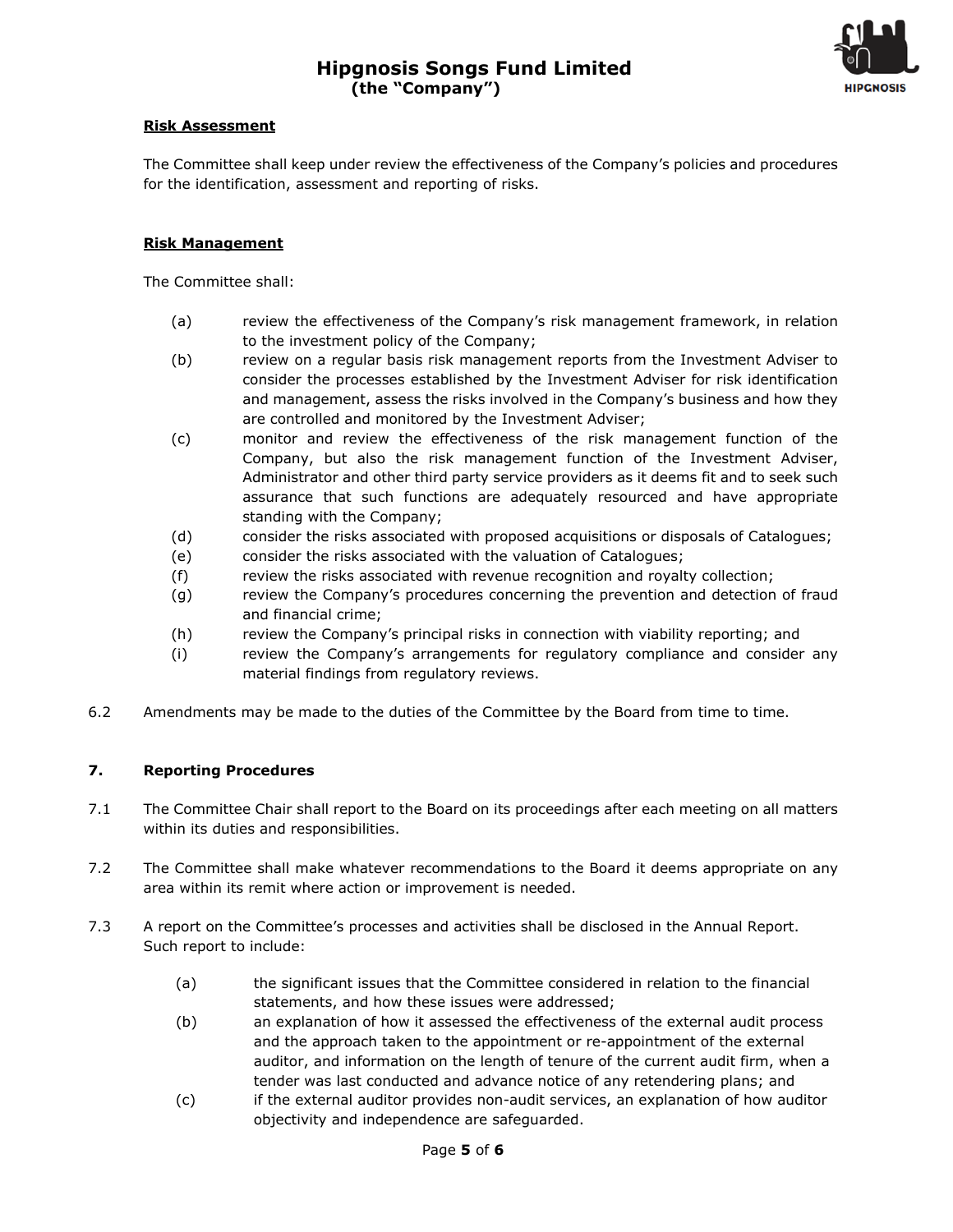**Risk Assessment**

The Committee shall keep under review the effectiveness of the Company's policies and procedures for the identification, assessment and reporting of risks.

**Risk Management**

The Committee shall:

(a) review the effectiveness of the Company's risk management framework, in relation to the investment policy of the Company;

(b) review on a regular basis risk management reports from the Investment Adviser to consider the processes established by the Investment Adviser for risk identification and management, assess the risks involved in the Company's business and how they are controlled and monitored by the Investment Adviser;

(c) monitor and review the effectiveness of the risk management function of the Company, but also the risk management function of the Investment Adviser, Administrator and other third party service providers as it deems fit and to seek such assurance that such functions are adequately resourced and have appropriate standing with the Company;

(d) consider the risks associated with proposed acquisitions or disposals of Catalogues;

(e) consider the risks associated with the valuation of Catalogues;

(f) review the risks associated with revenue recognition and royalty collection;

(g) review the Company's procedures concerning the prevention and detection of fraud and financial crime;

(h) review the Company's principal risks in connection with viability reporting; and

(i) review the Company's arrangements for regulatory compliance and consider any material findings from regulatory reviews.

6.2 Amendments may be made to the duties of the Committee by the Board from time to time.

## 7. Reporting Procedures

7.1 The Committee Chair shall report to the Board on its proceedings after each meeting on all matters within its duties and responsibilities.

7.2 The Committee shall make whatever recommendations to the Board it deems appropriate on any area within its remit where action or improvement is needed.

7.3 A report on the Committee's processes and activities shall be disclosed in the Annual Report. Such report to include:

(a) the significant issues that the Committee considered in relation to the financial statements, and how these issues were addressed;

(b) an explanation of how it assessed the effectiveness of the external audit process and the approach taken to the appointment or re-appointment of the external auditor, and information on the length of tenure of the current audit firm, when a tender was last conducted and advance notice of any retendering plans; and

(c) if the external auditor provides non-audit services, an explanation of how auditor objectivity and independence are safeguarded.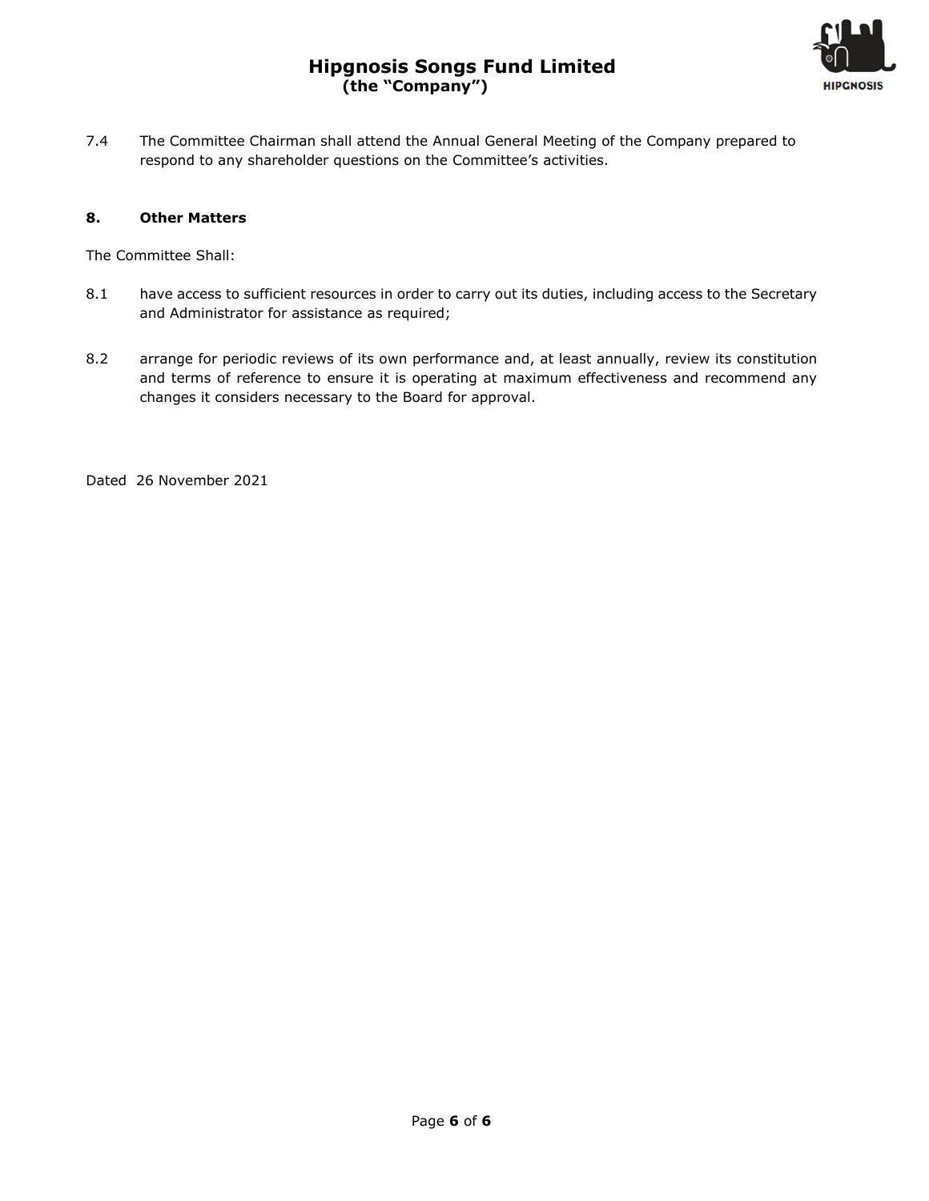7.4 The Committee Chairman shall attend the Annual General Meeting of the Company prepared to respond to any shareholder questions on the Committee's activities.

**8. Other Matters**

The Committee Shall:

8.1 have access to sufficient resources in order to carry out its duties, including access to the Secretary and Administrator for assistance as required;

8.2 arrange for periodic reviews of its own performance and, at least annually, review its constitution and terms of reference to ensure it is operating at maximum effectiveness and recommend any changes it considers necessary to the Board for approval.

Dated 26 November 2021